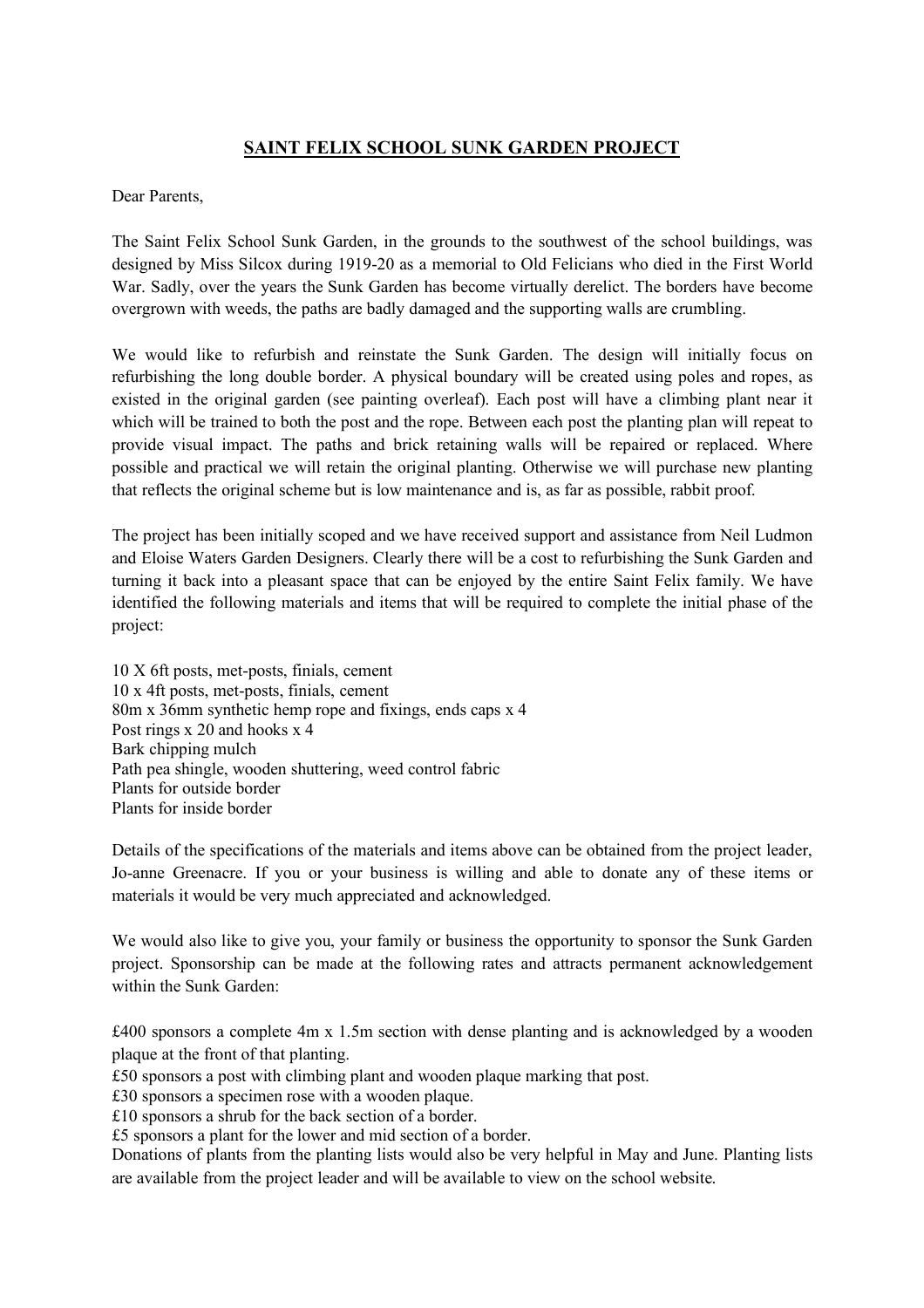# SAINT FELIX SCHOOL SUNK GARDEN PROJECT

Dear Parents,

The Saint Felix School Sunk Garden, in the grounds to the southwest of the school buildings, was designed by Miss Silcox during 1919-20 as a memorial to Old Felicians who died in the First World War. Sadly, over the years the Sunk Garden has become virtually derelict. The borders have become overgrown with weeds, the paths are badly damaged and the supporting walls are crumbling.

We would like to refurbish and reinstate the Sunk Garden. The design will initially focus on refurbishing the long double border. A physical boundary will be created using poles and ropes, as existed in the original garden (see painting overleaf). Each post will have a climbing plant near it which will be trained to both the post and the rope. Between each post the planting plan will repeat to provide visual impact. The paths and brick retaining walls will be repaired or replaced. Where possible and practical we will retain the original planting. Otherwise we will purchase new planting that reflects the original scheme but is low maintenance and is, as far as possible, rabbit proof.

The project has been initially scoped and we have received support and assistance from Neil Ludmon and Eloise Waters Garden Designers. Clearly there will be a cost to refurbishing the Sunk Garden and turning it back into a pleasant space that can be enjoyed by the entire Saint Felix family. We have identified the following materials and items that will be required to complete the initial phase of the project:

10 X 6ft posts, met-posts, finials, cement  
10 x 4ft posts, met-posts, finials, cement  
80m x 36mm synthetic hemp rope and fixings, ends caps x 4  
Post rings x 20 and hooks x 4  
Bark chipping mulch  
Path pea shingle, wooden shuttering, weed control fabric  
Plants for outside border  
Plants for inside border

Details of the specifications of the materials and items above can be obtained from the project leader, Jo-anne Greenacre. If you or your business is willing and able to donate any of these items or materials it would be very much appreciated and acknowledged.

We would also like to give you, your family or business the opportunity to sponsor the Sunk Garden project. Sponsorship can be made at the following rates and attracts permanent acknowledgement within the Sunk Garden:

£400 sponsors a complete 4m x 1.5m section with dense planting and is acknowledged by a wooden plaque at the front of that planting.  
£50 sponsors a post with climbing plant and wooden plaque marking that post.  
£30 sponsors a specimen rose with a wooden plaque.  
£10 sponsors a shrub for the back section of a border.  
£5 sponsors a plant for the lower and mid section of a border.  
Donations of plants from the planting lists would also be very helpful in May and June. Planting lists are available from the project leader and will be available to view on the school website.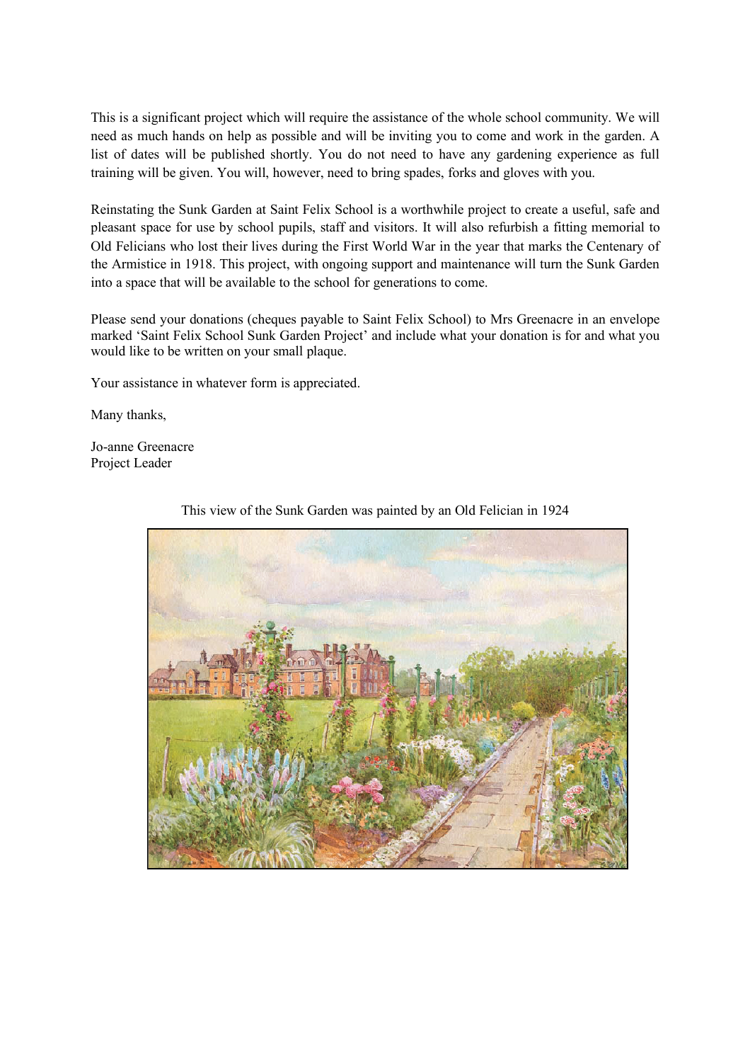This is a significant project which will require the assistance of the whole school community. We will need as much hands on help as possible and will be inviting you to come and work in the garden. A list of dates will be published shortly. You do not need to have any gardening experience as full training will be given. You will, however, need to bring spades, forks and gloves with you.

Reinstating the Sunk Garden at Saint Felix School is a worthwhile project to create a useful, safe and pleasant space for use by school pupils, staff and visitors. It will also refurbish a fitting memorial to Old Felicians who lost their lives during the First World War in the year that marks the Centenary of the Armistice in 1918. This project, with ongoing support and maintenance will turn the Sunk Garden into a space that will be available to the school for generations to come.

Please send your donations (cheques payable to Saint Felix School) to Mrs Greenacre in an envelope marked 'Saint Felix School Sunk Garden Project' and include what your donation is for and what you would like to be written on your small plaque.

Your assistance in whatever form is appreciated.

Many thanks,

Jo-anne Greenacre
Project Leader

This view of the Sunk Garden was painted by an Old Felician in 1924